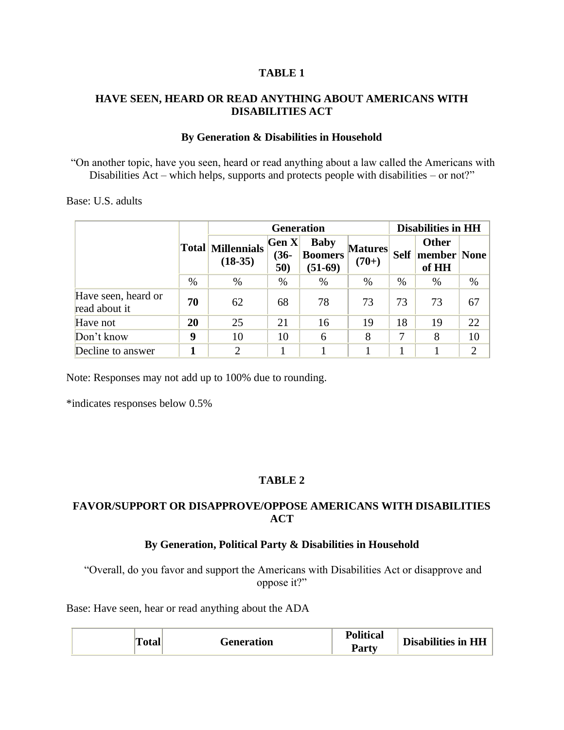**TABLE 1**

**HAVE SEEN, HEARD OR READ ANYTHING ABOUT AMERICANS WITH DISABILITIES ACT**

**By Generation & Disabilities in Household**

"On another topic, have you seen, heard or read anything about a law called the Americans with Disabilities Act – which helps, supports and protects people with disabilities – or not?"

Base: U.S. adults

| | Total | Generation | | | | Disabilities in HH | | |
|---|---|---|---|---|---|---|---|---|
| | | Millennials (18-35) | Gen X (36-50) | Baby Boomers (51-69) | Matures (70+) | Self | Other member of HH | None |
| | % | % | % | % | % | % | % | % |
| Have seen, heard or read about it | **70** | 62 | 68 | 78 | 73 | 73 | 73 | 67 |
| Have not | **20** | 25 | 21 | 16 | 19 | 18 | 19 | 22 |
| Don't know | **9** | 10 | 10 | 6 | 8 | 7 | 8 | 10 |
| Decline to answer | **1** | 2 | 1 | 1 | 1 | 1 | 1 | 2 |

Note: Responses may not add up to 100% due to rounding.

*indicates responses below 0.5%

**TABLE 2**

**FAVOR/SUPPORT OR DISAPPROVE/OPPOSE AMERICANS WITH DISABILITIES ACT**

**By Generation, Political Party & Disabilities in Household**

"Overall, do you favor and support the Americans with Disabilities Act or disapprove and oppose it?"

Base: Have seen, hear or read anything about the ADA

| | Total | Generation | Political Party | Disabilities in HH |
|---|---|---|---|---|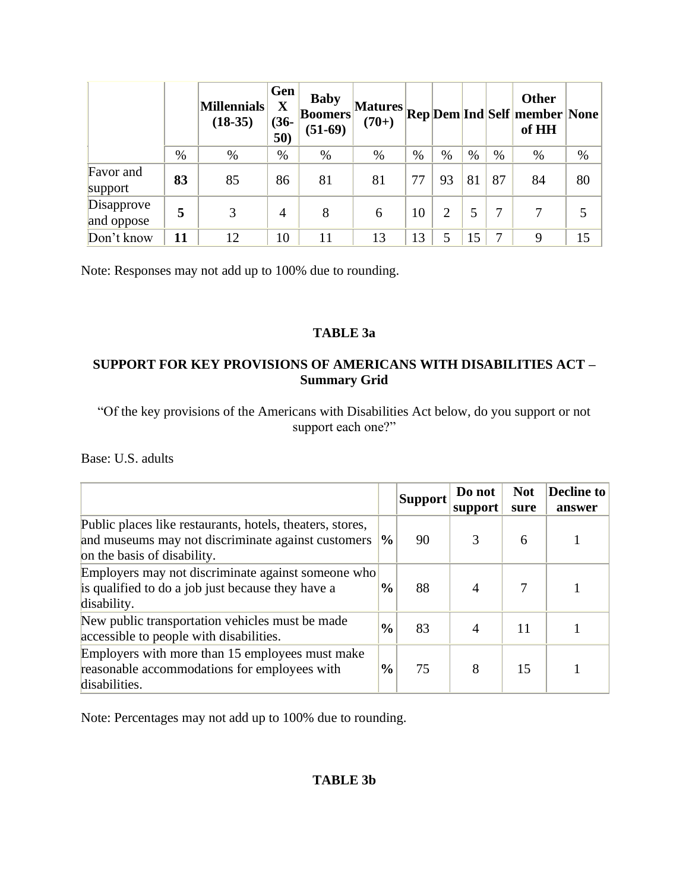| | | Millennials (18-35) | Gen X (36-50) | Baby Boomers (51-69) | Matures (70+) | Rep | Dem | Ind | Self | Other member of HH | None |
|---|---|---|---|---|---|---|---|---|---|---|---|
| | % | % | % | % | % | % | % | % | % | % | % |
| Favor and support | **83** | 85 | 86 | 81 | 81 | 77 | 93 | 81 | 87 | 84 | 80 |
| Disapprove and oppose | **5** | 3 | 4 | 8 | 6 | 10 | 2 | 5 | 7 | 7 | 5 |
| Don't know | **11** | 12 | 10 | 11 | 13 | 13 | 5 | 15 | 7 | 9 | 15 |

Note: Responses may not add up to 100% due to rounding.

**TABLE 3a**

**SUPPORT FOR KEY PROVISIONS OF AMERICANS WITH DISABILITIES ACT – Summary Grid**

"Of the key provisions of the Americans with Disabilities Act below, do you support or not support each one?"

Base: U.S. adults

| | | Support | Do not support | Not sure | Decline to answer |
|---|---|---|---|---|---|
| Public places like restaurants, hotels, theaters, stores, and museums may not discriminate against customers on the basis of disability. | **%** | 90 | 3 | 6 | 1 |
| Employers may not discriminate against someone who is qualified to do a job just because they have a disability. | **%** | 88 | 4 | 7 | 1 |
| New public transportation vehicles must be made accessible to people with disabilities. | **%** | 83 | 4 | 11 | 1 |
| Employers with more than 15 employees must make reasonable accommodations for employees with disabilities. | **%** | 75 | 8 | 15 | 1 |

Note: Percentages may not add up to 100% due to rounding.

**TABLE 3b**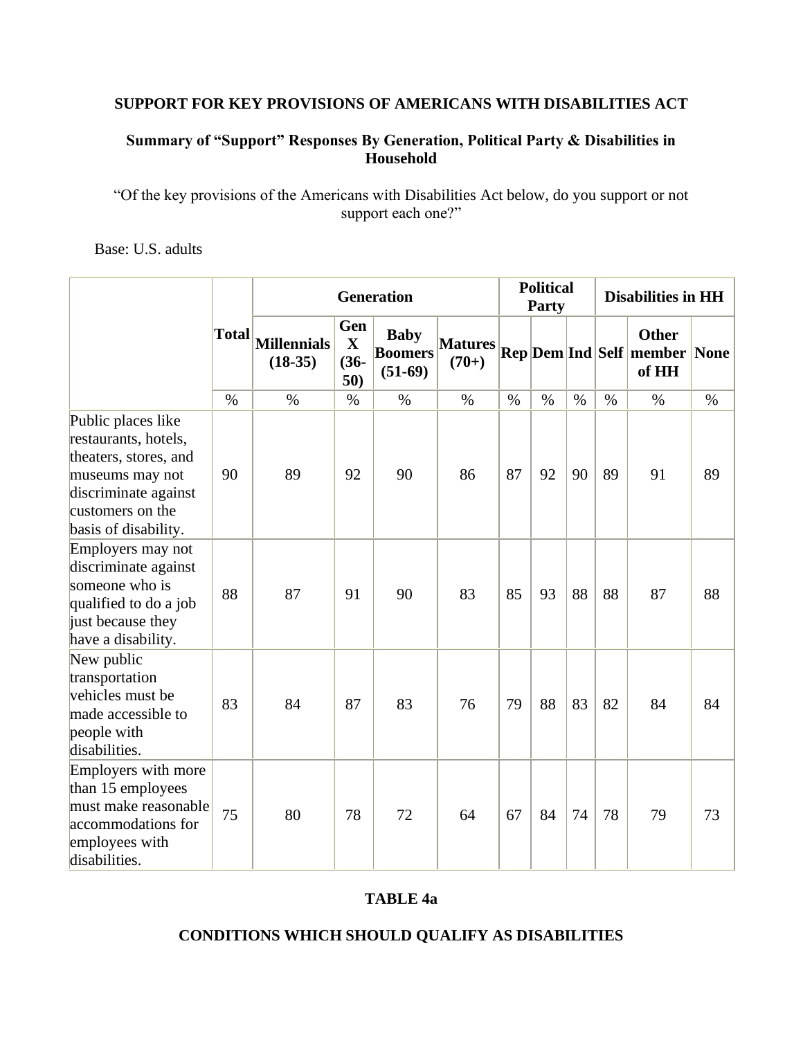**SUPPORT FOR KEY PROVISIONS OF AMERICANS WITH DISABILITIES ACT**

**Summary of "Support" Responses By Generation, Political Party & Disabilities in Household**

"Of the key provisions of the Americans with Disabilities Act below, do you support or not support each one?"

Base: U.S. adults

| | Total | Generation | | | | Political Party | | | Disabilities in HH | | |
|---|---|---|---|---|---|---|---|---|---|---|---|
| | | Millennials (18-35) | Gen X (36-50) | Baby Boomers (51-69) | Matures (70+) | Rep | Dem | Ind | Self | Other member of HH | None |
| | % | % | % | % | % | % | % | % | % | % | % |
| Public places like restaurants, hotels, theaters, stores, and museums may not discriminate against customers on the basis of disability. | 90 | 89 | 92 | 90 | 86 | 87 | 92 | 90 | 89 | 91 | 89 |
| Employers may not discriminate against someone who is qualified to do a job just because they have a disability. | 88 | 87 | 91 | 90 | 83 | 85 | 93 | 88 | 88 | 87 | 88 |
| New public transportation vehicles must be made accessible to people with disabilities. | 83 | 84 | 87 | 83 | 76 | 79 | 88 | 83 | 82 | 84 | 84 |
| Employers with more than 15 employees must make reasonable accommodations for employees with disabilities. | 75 | 80 | 78 | 72 | 64 | 67 | 84 | 74 | 78 | 79 | 73 |

**TABLE 4a**

**CONDITIONS WHICH SHOULD QUALIFY AS DISABILITIES**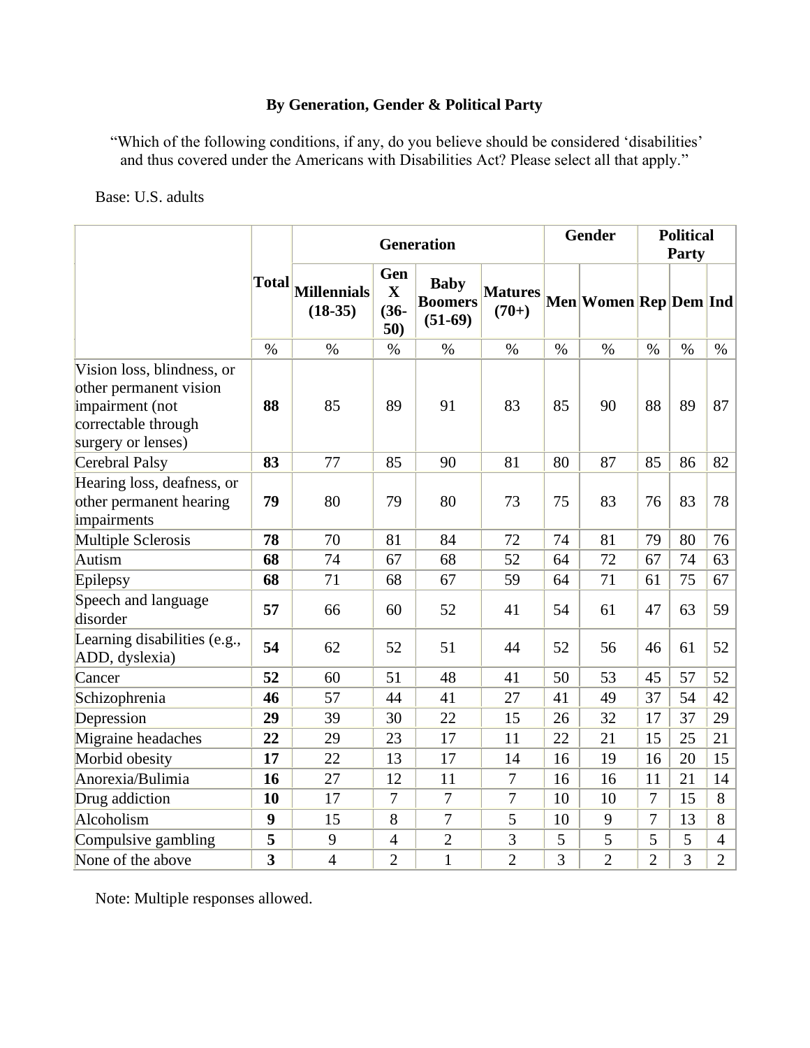### By Generation, Gender & Political Party

"Which of the following conditions, if any, do you believe should be considered 'disabilities' and thus covered under the Americans with Disabilities Act? Please select all that apply."

Base: U.S. adults

| | Total | Generation | | | | Gender | | Political Party | | |
|---|---|---|---|---|---|---|---|---|---|---|
| | | **Millennials (18-35)** | **Gen X (36-50)** | **Baby Boomers (51-69)** | **Matures (70+)** | **Men** | **Women** | **Rep** | **Dem** | **Ind** |
| | % | % | % | % | % | % | % | % | % | % |
| Vision loss, blindness, or other permanent vision impairment (not correctable through surgery or lenses) | **88** | 85 | 89 | 91 | 83 | 85 | 90 | 88 | 89 | 87 |
| Cerebral Palsy | **83** | 77 | 85 | 90 | 81 | 80 | 87 | 85 | 86 | 82 |
| Hearing loss, deafness, or other permanent hearing impairments | **79** | 80 | 79 | 80 | 73 | 75 | 83 | 76 | 83 | 78 |
| Multiple Sclerosis | **78** | 70 | 81 | 84 | 72 | 74 | 81 | 79 | 80 | 76 |
| Autism | **68** | 74 | 67 | 68 | 52 | 64 | 72 | 67 | 74 | 63 |
| Epilepsy | **68** | 71 | 68 | 67 | 59 | 64 | 71 | 61 | 75 | 67 |
| Speech and language disorder | **57** | 66 | 60 | 52 | 41 | 54 | 61 | 47 | 63 | 59 |
| Learning disabilities (e.g., ADD, dyslexia) | **54** | 62 | 52 | 51 | 44 | 52 | 56 | 46 | 61 | 52 |
| Cancer | **52** | 60 | 51 | 48 | 41 | 50 | 53 | 45 | 57 | 52 |
| Schizophrenia | **46** | 57 | 44 | 41 | 27 | 41 | 49 | 37 | 54 | 42 |
| Depression | **29** | 39 | 30 | 22 | 15 | 26 | 32 | 17 | 37 | 29 |
| Migraine headaches | **22** | 29 | 23 | 17 | 11 | 22 | 21 | 15 | 25 | 21 |
| Morbid obesity | **17** | 22 | 13 | 17 | 14 | 16 | 19 | 16 | 20 | 15 |
| Anorexia/Bulimia | **16** | 27 | 12 | 11 | 7 | 16 | 16 | 11 | 21 | 14 |
| Drug addiction | **10** | 17 | 7 | 7 | 7 | 10 | 10 | 7 | 15 | 8 |
| Alcoholism | **9** | 15 | 8 | 7 | 5 | 10 | 9 | 7 | 13 | 8 |
| Compulsive gambling | **5** | 9 | 4 | 2 | 3 | 5 | 5 | 5 | 5 | 4 |
| None of the above | **3** | 4 | 2 | 1 | 2 | 3 | 2 | 2 | 3 | 2 |

Note: Multiple responses allowed.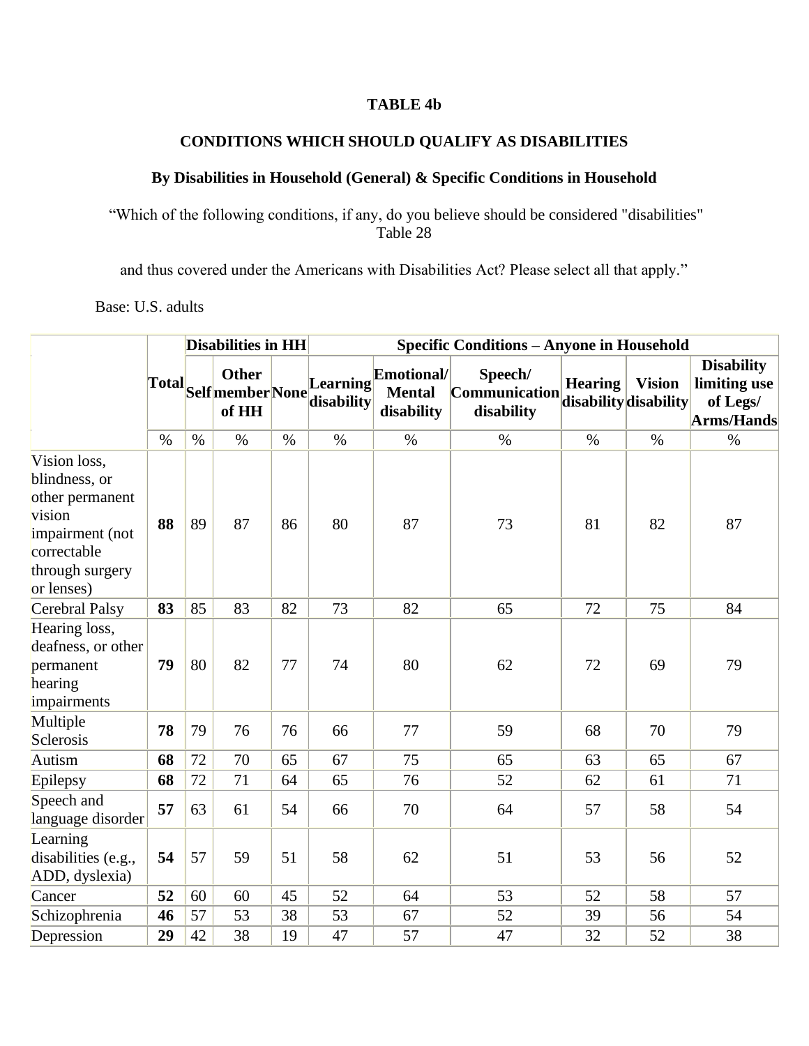**TABLE 4b**

**CONDITIONS WHICH SHOULD QUALIFY AS DISABILITIES**

**By Disabilities in Household (General) & Specific Conditions in Household**

"Which of the following conditions, if any, do you believe should be considered "disabilities"
Table 28

and thus covered under the Americans with Disabilities Act? Please select all that apply."

Base: U.S. adults

| | Total | Disabilities in HH | | | Specific Conditions – Anyone in Household | | | | | |
|---|---|---|---|---|---|---|---|---|---|---|
| | | Self | Other member of HH | None | Learning disability | Emotional/ Mental disability | Speech/ Communication disability | Hearing disability | Vision disability | Disability limiting use of Legs/ Arms/Hands |
| | % | % | % | % | % | % | % | % | % | % |
| Vision loss, blindness, or other permanent vision impairment (not correctable through surgery or lenses) | **88** | 89 | 87 | 86 | 80 | 87 | 73 | 81 | 82 | 87 |
| Cerebral Palsy | **83** | 85 | 83 | 82 | 73 | 82 | 65 | 72 | 75 | 84 |
| Hearing loss, deafness, or other permanent hearing impairments | **79** | 80 | 82 | 77 | 74 | 80 | 62 | 72 | 69 | 79 |
| Multiple Sclerosis | **78** | 79 | 76 | 76 | 66 | 77 | 59 | 68 | 70 | 79 |
| Autism | **68** | 72 | 70 | 65 | 67 | 75 | 65 | 63 | 65 | 67 |
| Epilepsy | **68** | 72 | 71 | 64 | 65 | 76 | 52 | 62 | 61 | 71 |
| Speech and language disorder | **57** | 63 | 61 | 54 | 66 | 70 | 64 | 57 | 58 | 54 |
| Learning disabilities (e.g., ADD, dyslexia) | **54** | 57 | 59 | 51 | 58 | 62 | 51 | 53 | 56 | 52 |
| Cancer | **52** | 60 | 60 | 45 | 52 | 64 | 53 | 52 | 58 | 57 |
| Schizophrenia | **46** | 57 | 53 | 38 | 53 | 67 | 52 | 39 | 56 | 54 |
| Depression | **29** | 42 | 38 | 19 | 47 | 57 | 47 | 32 | 52 | 38 |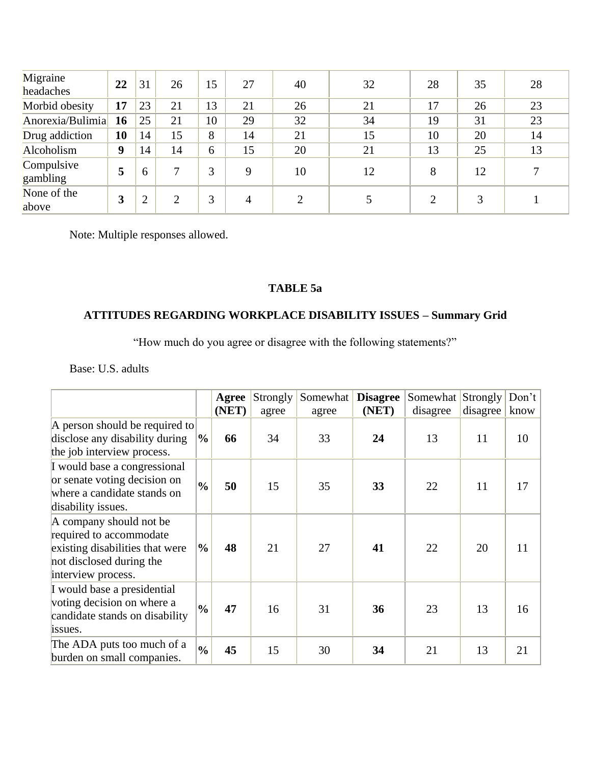| | | | | | | | | | | |
|---|---|---|---|---|---|---|---|---|---|---|
| Migraine headaches | **22** | 31 | 26 | 15 | 27 | 40 | 32 | 28 | 35 | 28 |
| Morbid obesity | **17** | 23 | 21 | 13 | 21 | 26 | 21 | 17 | 26 | 23 |
| Anorexia/Bulimia | **16** | 25 | 21 | 10 | 29 | 32 | 34 | 19 | 31 | 23 |
| Drug addiction | **10** | 14 | 15 | 8 | 14 | 21 | 15 | 10 | 20 | 14 |
| Alcoholism | **9** | 14 | 14 | 6 | 15 | 20 | 21 | 13 | 25 | 13 |
| Compulsive gambling | **5** | 6 | 7 | 3 | 9 | 10 | 12 | 8 | 12 | 7 |
| None of the above | **3** | 2 | 2 | 3 | 4 | 2 | 5 | 2 | 3 | 1 |

Note: Multiple responses allowed.

**TABLE 5a**

**ATTITUDES REGARDING WORKPLACE DISABILITY ISSUES – Summary Grid**

"How much do you agree or disagree with the following statements?"

Base: U.S. adults

| | | **Agree (NET)** | Strongly agree | Somewhat agree | **Disagree (NET)** | Somewhat disagree | Strongly disagree | Don't know |
|---|---|---|---|---|---|---|---|---|
| A person should be required to disclose any disability during the job interview process. | **%** | **66** | 34 | 33 | **24** | 13 | 11 | 10 |
| I would base a congressional or senate voting decision on where a candidate stands on disability issues. | **%** | **50** | 15 | 35 | **33** | 22 | 11 | 17 |
| A company should not be required to accommodate existing disabilities that were not disclosed during the interview process. | **%** | **48** | 21 | 27 | **41** | 22 | 20 | 11 |
| I would base a presidential voting decision on where a candidate stands on disability issues. | **%** | **47** | 16 | 31 | **36** | 23 | 13 | 16 |
| The ADA puts too much of a burden on small companies. | **%** | **45** | 15 | 30 | **34** | 21 | 13 | 21 |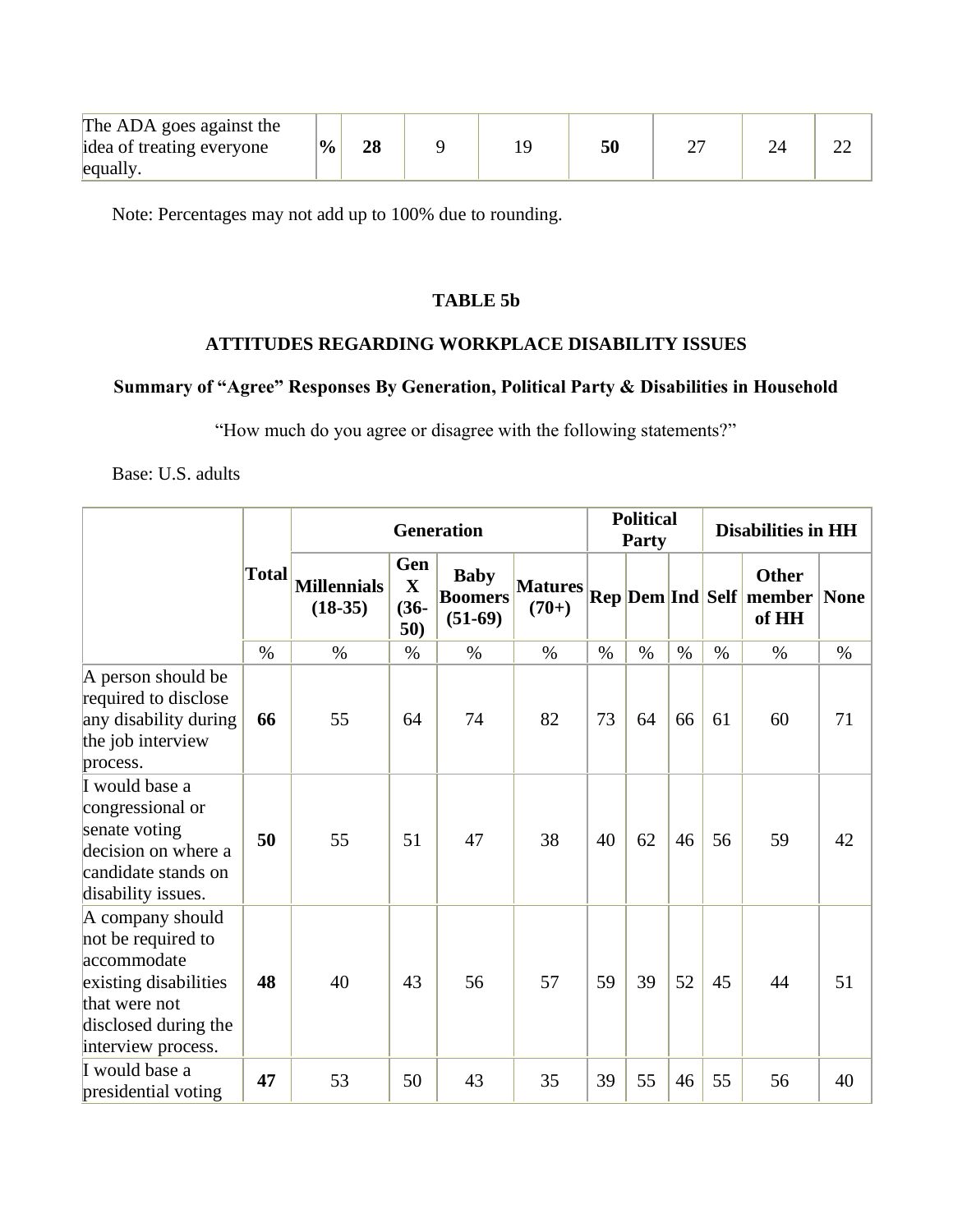| The ADA goes against the idea of treating everyone equally. | **%** | **28** | 9 | 19 | **50** | 27 | 24 | 22 |
|---|---|---|---|---|---|---|---|---|

Note: Percentages may not add up to 100% due to rounding.

**TABLE 5b**

**ATTITUDES REGARDING WORKPLACE DISABILITY ISSUES**

**Summary of "Agree" Responses By Generation, Political Party & Disabilities in Household**

"How much do you agree or disagree with the following statements?"

Base: U.S. adults

| | Total | Generation | | | | Political Party | | | Disabilities in HH | | |
|---|---|---|---|---|---|---|---|---|---|---|---|
| | | Millennials (18-35) | Gen X (36-50) | Baby Boomers (51-69) | Matures (70+) | Rep | Dem | Ind | Self | Other member of HH | None |
| | % | % | % | % | % | % | % | % | % | % | % |
| A person should be required to disclose any disability during the job interview process. | **66** | 55 | 64 | 74 | 82 | 73 | 64 | 66 | 61 | 60 | 71 |
| I would base a congressional or senate voting decision on where a candidate stands on disability issues. | **50** | 55 | 51 | 47 | 38 | 40 | 62 | 46 | 56 | 59 | 42 |
| A company should not be required to accommodate existing disabilities that were not disclosed during the interview process. | **48** | 40 | 43 | 56 | 57 | 59 | 39 | 52 | 45 | 44 | 51 |
| I would base a presidential voting | **47** | 53 | 50 | 43 | 35 | 39 | 55 | 46 | 55 | 56 | 40 |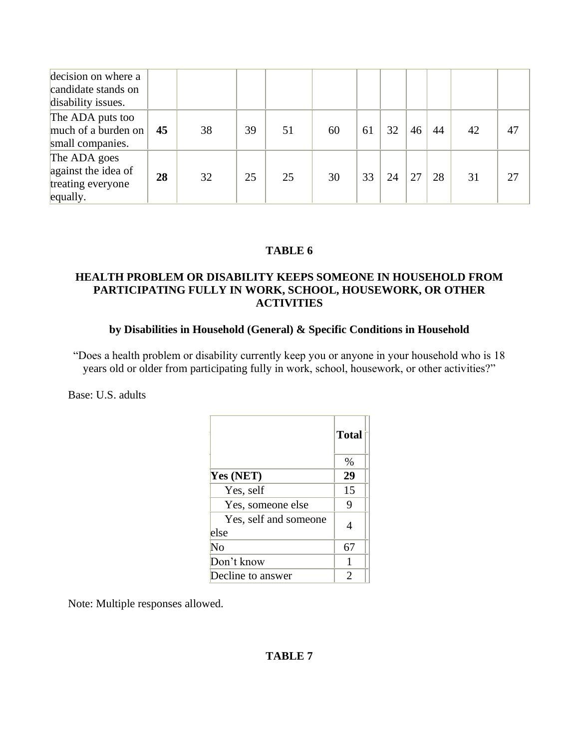| decision on where a candidate stands on disability issues. | | | | | | | | | | | |
|---|---|---|---|---|---|---|---|---|---|---|---|
| The ADA puts too much of a burden on small companies. | **45** | 38 | 39 | 51 | 60 | 61 | 32 | 46 | 44 | 42 | 47 |
| The ADA goes against the idea of treating everyone equally. | **28** | 32 | 25 | 25 | 30 | 33 | 24 | 27 | 28 | 31 | 27 |

**TABLE 6**

**HEALTH PROBLEM OR DISABILITY KEEPS SOMEONE IN HOUSEHOLD FROM PARTICIPATING FULLY IN WORK, SCHOOL, HOUSEWORK, OR OTHER ACTIVITIES**

**by Disabilities in Household (General) & Specific Conditions in Household**

"Does a health problem or disability currently keep you or anyone in your household who is 18 years old or older from participating fully in work, school, housework, or other activities?"

Base: U.S. adults

| | **Total** |
|---|---|
| | % |
| **Yes (NET)** | **29** |
| Yes, self | 15 |
| Yes, someone else | 9 |
| Yes, self and someone else | 4 |
| No | 67 |
| Don't know | 1 |
| Decline to answer | 2 |

Note: Multiple responses allowed.

**TABLE 7**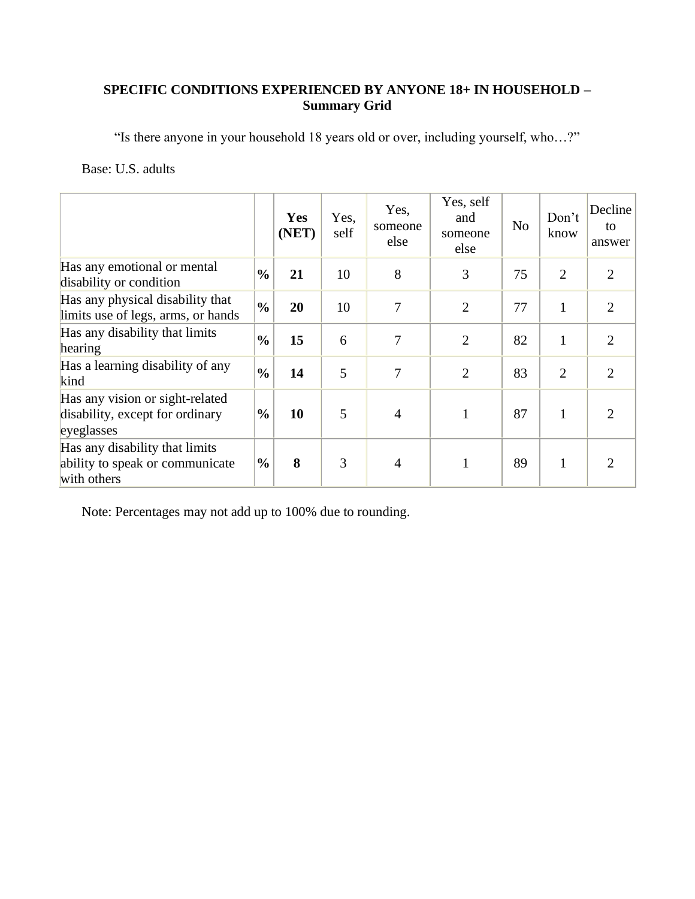**SPECIFIC CONDITIONS EXPERIENCED BY ANYONE 18+ IN HOUSEHOLD – Summary Grid**

"Is there anyone in your household 18 years old or over, including yourself, who…?"

Base: U.S. adults

| | | **Yes (NET)** | Yes, self | Yes, someone else | Yes, self and someone else | No | Don't know | Decline to answer |
|---|---|---|---|---|---|---|---|---|
| Has any emotional or mental disability or condition | **%** | **21** | 10 | 8 | 3 | 75 | 2 | 2 |
| Has any physical disability that limits use of legs, arms, or hands | **%** | **20** | 10 | 7 | 2 | 77 | 1 | 2 |
| Has any disability that limits hearing | **%** | **15** | 6 | 7 | 2 | 82 | 1 | 2 |
| Has a learning disability of any kind | **%** | **14** | 5 | 7 | 2 | 83 | 2 | 2 |
| Has any vision or sight-related disability, except for ordinary eyeglasses | **%** | **10** | 5 | 4 | 1 | 87 | 1 | 2 |
| Has any disability that limits ability to speak or communicate with others | **%** | **8** | 3 | 4 | 1 | 89 | 1 | 2 |

Note: Percentages may not add up to 100% due to rounding.